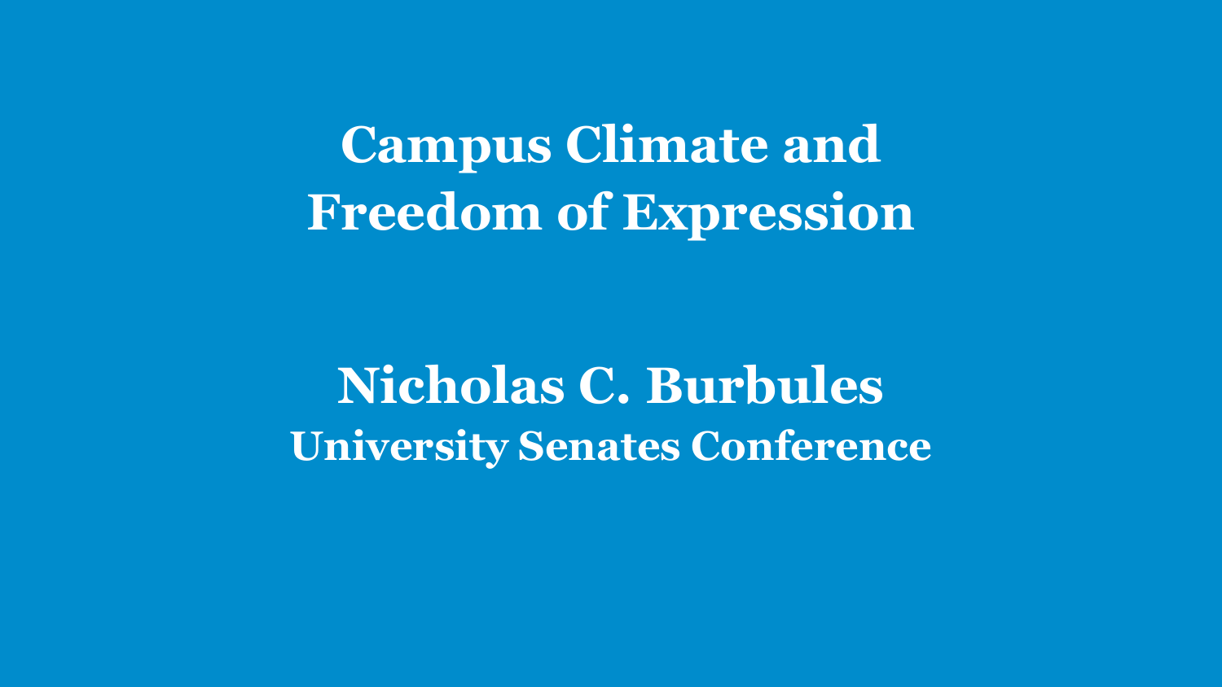# Campus Climate and Freedom of Expression

## Nicholas C. Burbules

**University Senates Conference**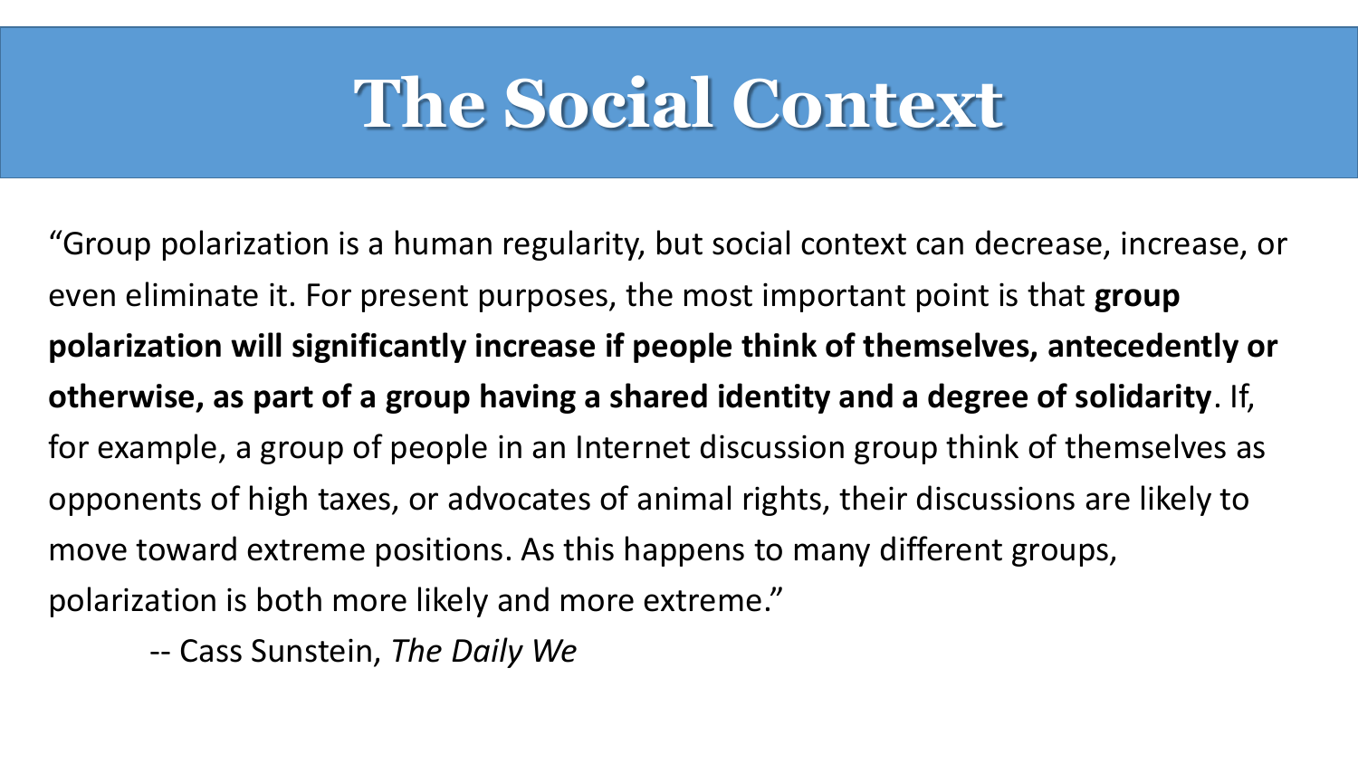# The Social Context

"Group polarization is a human regularity, but social context can decrease, increase, or even eliminate it. For present purposes, the most important point is that **group polarization will significantly increase if people think of themselves, antecedently or otherwise, as part of a group having a shared identity and a degree of solidarity**. If, for example, a group of people in an Internet discussion group think of themselves as opponents of high taxes, or advocates of animal rights, their discussions are likely to move toward extreme positions. As this happens to many different groups, polarization is both more likely and more extreme."

-- Cass Sunstein, *The Daily We*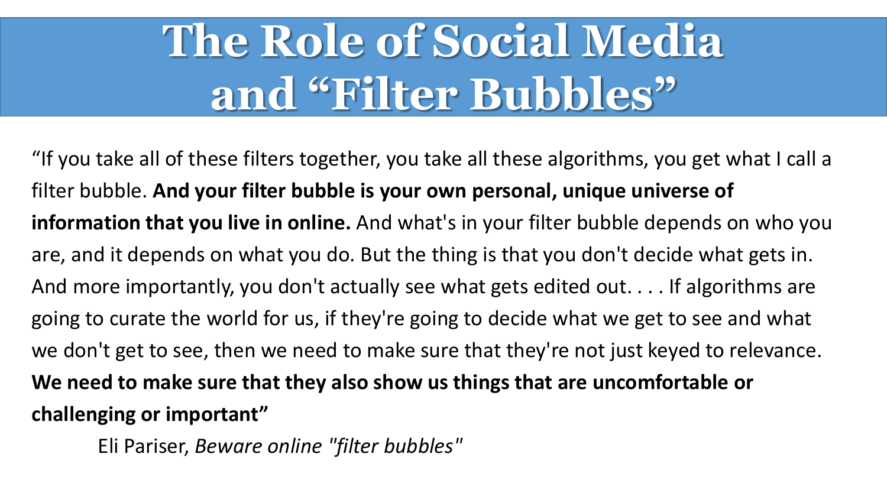# The Role of Social Media and "Filter Bubbles"

"If you take all of these filters together, you take all these algorithms, you get what I call a filter bubble. **And your filter bubble is your own personal, unique universe of information that you live in online.** And what's in your filter bubble depends on who you are, and it depends on what you do. But the thing is that you don't decide what gets in. And more importantly, you don't actually see what gets edited out. . . . If algorithms are going to curate the world for us, if they're going to decide what we get to see and what we don't get to see, then we need to make sure that they're not just keyed to relevance. **We need to make sure that they also show us things that are uncomfortable or challenging or important"**

Eli Pariser, *Beware online "filter bubbles"*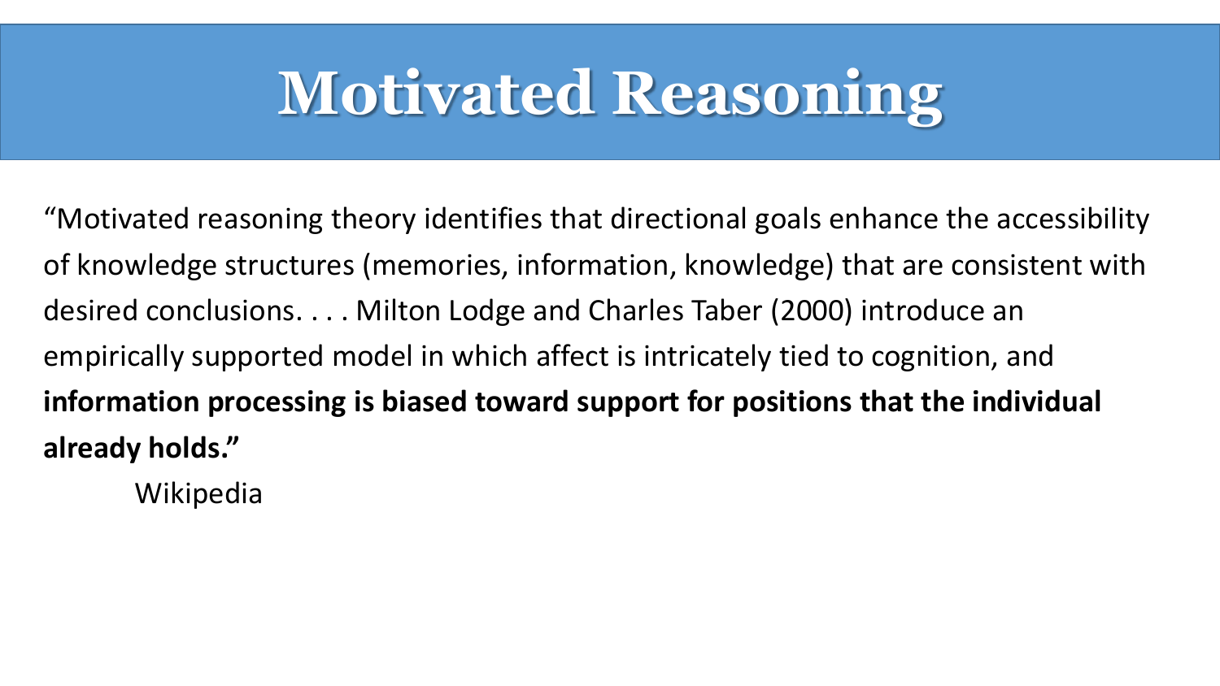# Motivated Reasoning

"Motivated reasoning theory identifies that directional goals enhance the accessibility of knowledge structures (memories, information, knowledge) that are consistent with desired conclusions. . . . Milton Lodge and Charles Taber (2000) introduce an empirically supported model in which affect is intricately tied to cognition, and **information processing is biased toward support for positions that the individual already holds."**

Wikipedia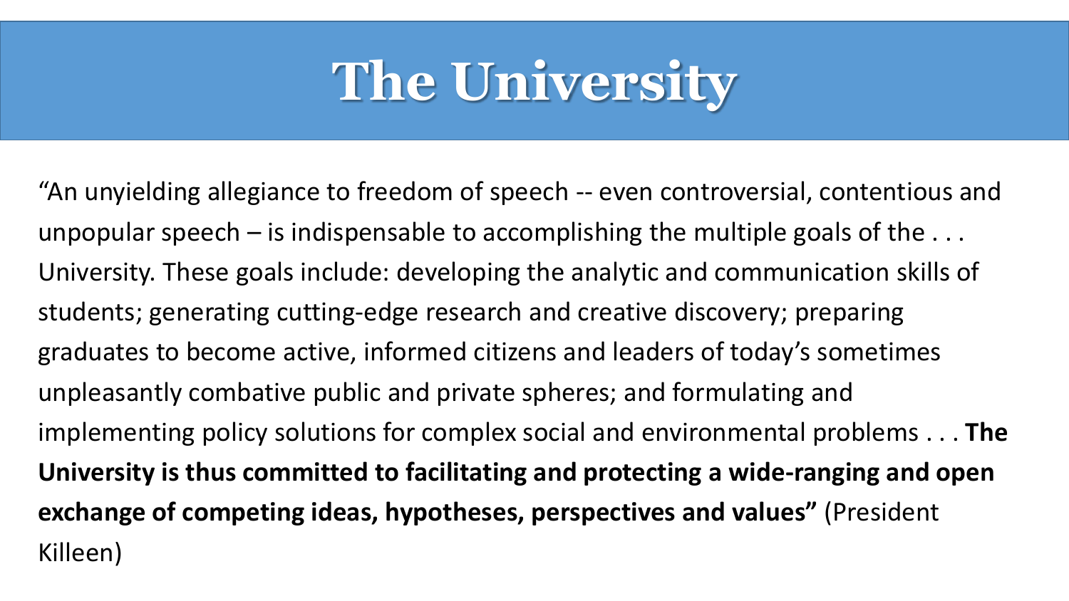# The University

"An unyielding allegiance to freedom of speech -- even controversial, contentious and unpopular speech – is indispensable to accomplishing the multiple goals of the . . . University. These goals include: developing the analytic and communication skills of students; generating cutting-edge research and creative discovery; preparing graduates to become active, informed citizens and leaders of today's sometimes unpleasantly combative public and private spheres; and formulating and implementing policy solutions for complex social and environmental problems . . . **The University is thus committed to facilitating and protecting a wide-ranging and open exchange of competing ideas, hypotheses, perspectives and values"** (President Killeen)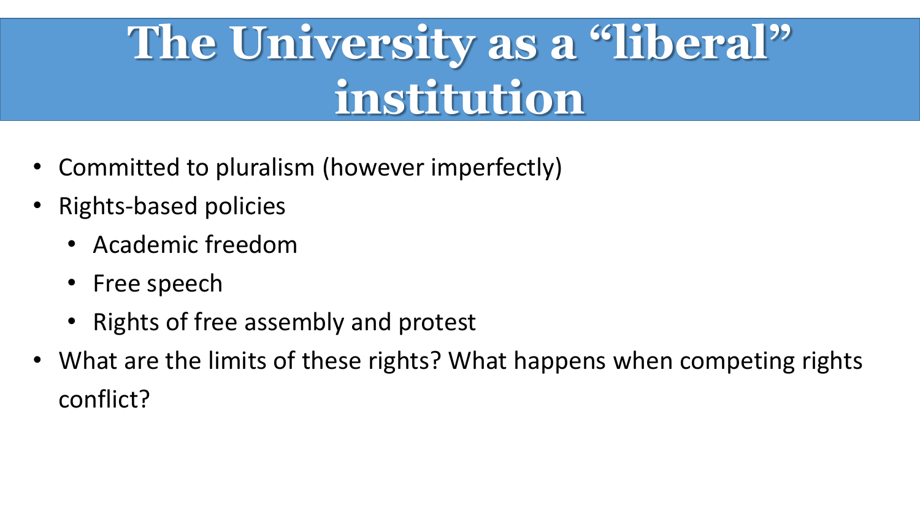# The University as a "liberal" institution

- Committed to pluralism (however imperfectly)
- Rights-based policies
  - Academic freedom
  - Free speech
  - Rights of free assembly and protest
- What are the limits of these rights? What happens when competing rights conflict?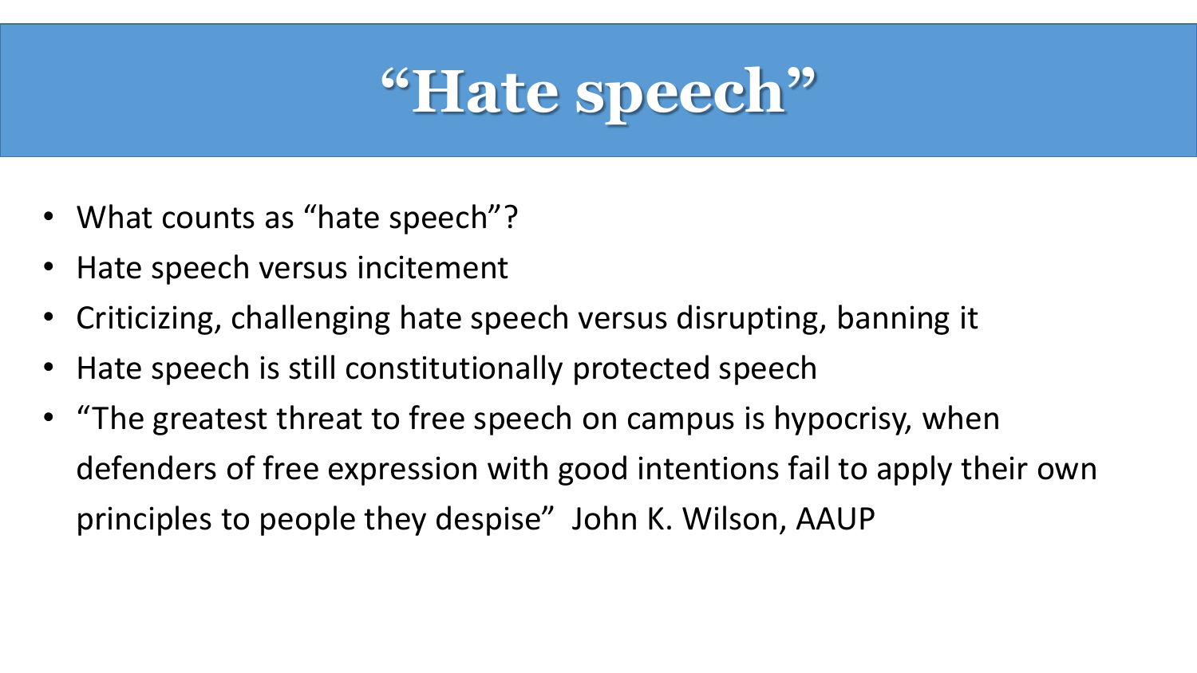# "Hate speech"

- What counts as "hate speech"?
- Hate speech versus incitement
- Criticizing, challenging hate speech versus disrupting, banning it
- Hate speech is still constitutionally protected speech
- "The greatest threat to free speech on campus is hypocrisy, when defenders of free expression with good intentions fail to apply their own principles to people they despise" John K. Wilson, AAUP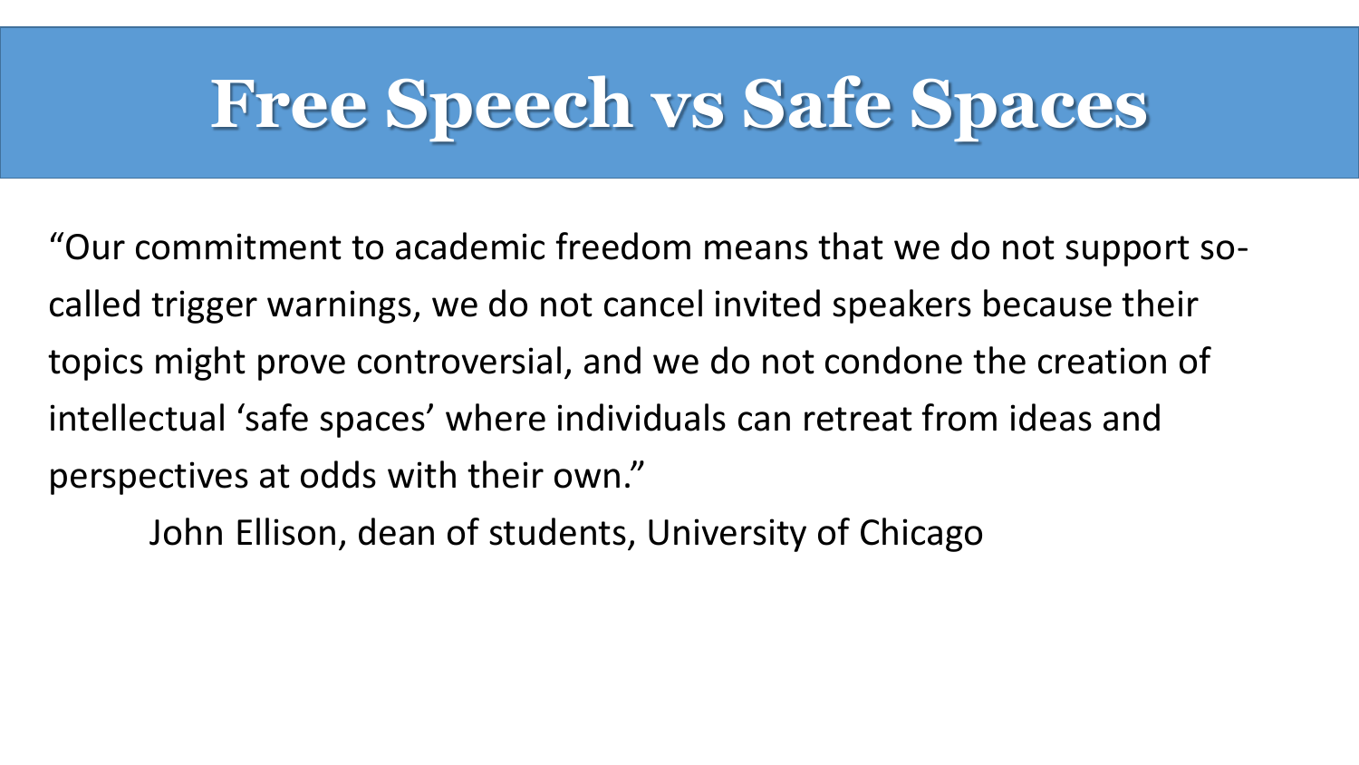# Free Speech vs Safe Spaces

"Our commitment to academic freedom means that we do not support so-called trigger warnings, we do not cancel invited speakers because their topics might prove controversial, and we do not condone the creation of intellectual 'safe spaces' where individuals can retreat from ideas and perspectives at odds with their own."

John Ellison, dean of students, University of Chicago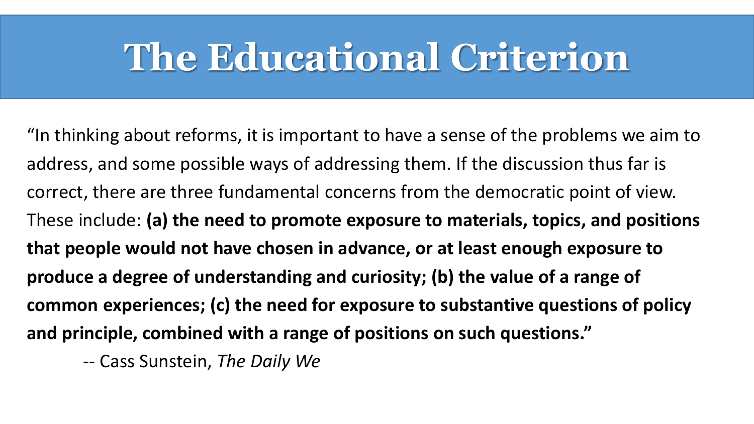# The Educational Criterion

"In thinking about reforms, it is important to have a sense of the problems we aim to address, and some possible ways of addressing them. If the discussion thus far is correct, there are three fundamental concerns from the democratic point of view. These include: **(a) the need to promote exposure to materials, topics, and positions that people would not have chosen in advance, or at least enough exposure to produce a degree of understanding and curiosity; (b) the value of a range of common experiences; (c) the need for exposure to substantive questions of policy and principle, combined with a range of positions on such questions."**

-- Cass Sunstein, *The Daily We*